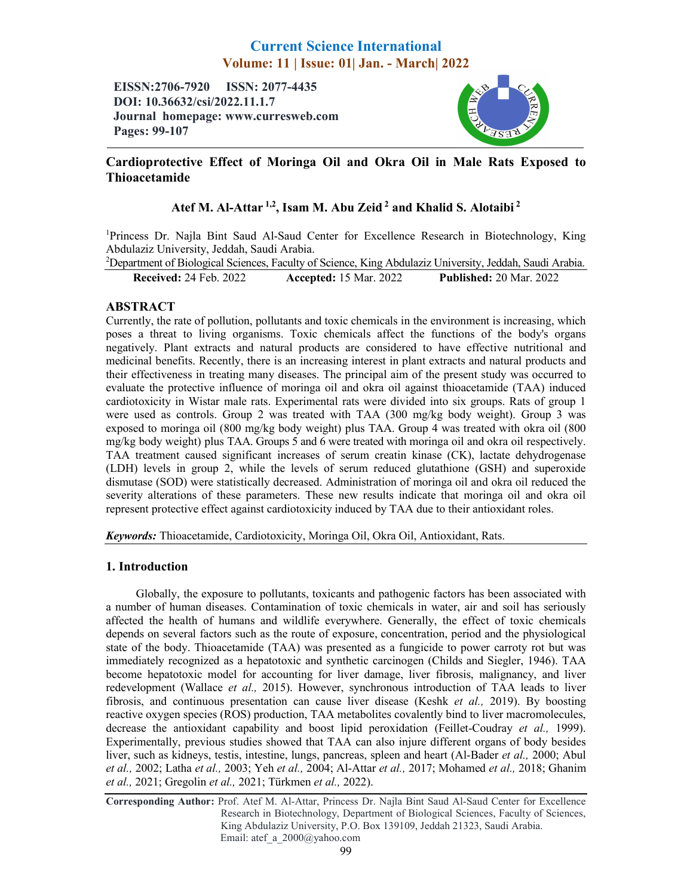Current Science International
Volume: 11 | Issue: 01| Jan. - March| 2022

**EISSN:2706-7920 ISSN: 2077-4435**
**DOI: 10.36632/csi/2022.11.1.7**
**Journal homepage: www.curresweb.com**
**Pages: 99-107**

# Cardioprotective Effect of Moringa Oil and Okra Oil in Male Rats Exposed to Thioacetamide

**Atef M. Al-Attar [1,2], Isam M. Abu Zeid [2] and Khalid S. Alotaibi [2]**

[1]Princess Dr. Najla Bint Saud Al-Saud Center for Excellence Research in Biotechnology, King Abdulaziz University, Jeddah, Saudi Arabia.
[2]Department of Biological Sciences, Faculty of Science, King Abdulaziz University, Jeddah, Saudi Arabia.

**Received:** 24 Feb. 2022 **Accepted:** 15 Mar. 2022 **Published:** 20 Mar. 2022

## ABSTRACT

Currently, the rate of pollution, pollutants and toxic chemicals in the environment is increasing, which poses a threat to living organisms. Toxic chemicals affect the functions of the body's organs negatively. Plant extracts and natural products are considered to have effective nutritional and medicinal benefits. Recently, there is an increasing interest in plant extracts and natural products and their effectiveness in treating many diseases. The principal aim of the present study was occurred to evaluate the protective influence of moringa oil and okra oil against thioacetamide (TAA) induced cardiotoxicity in Wistar male rats. Experimental rats were divided into six groups. Rats of group 1 were used as controls. Group 2 was treated with TAA (300 mg/kg body weight). Group 3 was exposed to moringa oil (800 mg/kg body weight) plus TAA. Group 4 was treated with okra oil (800 mg/kg body weight) plus TAA. Groups 5 and 6 were treated with moringa oil and okra oil respectively. TAA treatment caused significant increases of serum creatin kinase (CK), lactate dehydrogenase (LDH) levels in group 2, while the levels of serum reduced glutathione (GSH) and superoxide dismutase (SOD) were statistically decreased. Administration of moringa oil and okra oil reduced the severity alterations of these parameters. These new results indicate that moringa oil and okra oil represent protective effect against cardiotoxicity induced by TAA due to their antioxidant roles.

***Keywords:*** Thioacetamide, Cardiotoxicity, Moringa Oil, Okra Oil, Antioxidant, Rats.

## 1. Introduction

Globally, the exposure to pollutants, toxicants and pathogenic factors has been associated with a number of human diseases. Contamination of toxic chemicals in water, air and soil has seriously affected the health of humans and wildlife everywhere. Generally, the effect of toxic chemicals depends on several factors such as the route of exposure, concentration, period and the physiological state of the body. Thioacetamide (TAA) was presented as a fungicide to power carroty rot but was immediately recognized as a hepatotoxic and synthetic carcinogen (Childs and Siegler, 1946). TAA become hepatotoxic model for accounting for liver damage, liver fibrosis, malignancy, and liver redevelopment (Wallace *et al.,* 2015). However, synchronous introduction of TAA leads to liver fibrosis, and continuous presentation can cause liver disease (Keshk *et al.,* 2019). By boosting reactive oxygen species (ROS) production, TAA metabolites covalently bind to liver macromolecules, decrease the antioxidant capability and boost lipid peroxidation (Feillet-Coudray *et al.,* 1999). Experimentally, previous studies showed that TAA can also injure different organs of body besides liver, such as kidneys, testis, intestine, lungs, pancreas, spleen and heart (Al-Bader *et al.,* 2000; Abul *et al.,* 2002; Latha *et al.,* 2003; Yeh *et al.,* 2004; Al-Attar *et al.,* 2017; Mohamed *et al.,* 2018; Ghanim *et al.,* 2021; Gregolin *et al.,* 2021; Türkmen *et al.,* 2022).

**Corresponding Author:** Prof. Atef M. Al-Attar, Princess Dr. Najla Bint Saud Al-Saud Center for Excellence Research in Biotechnology, Department of Biological Sciences, Faculty of Sciences, King Abdulaziz University, P.O. Box 139109, Jeddah 21323, Saudi Arabia.
Email: atef_a_2000@yahoo.com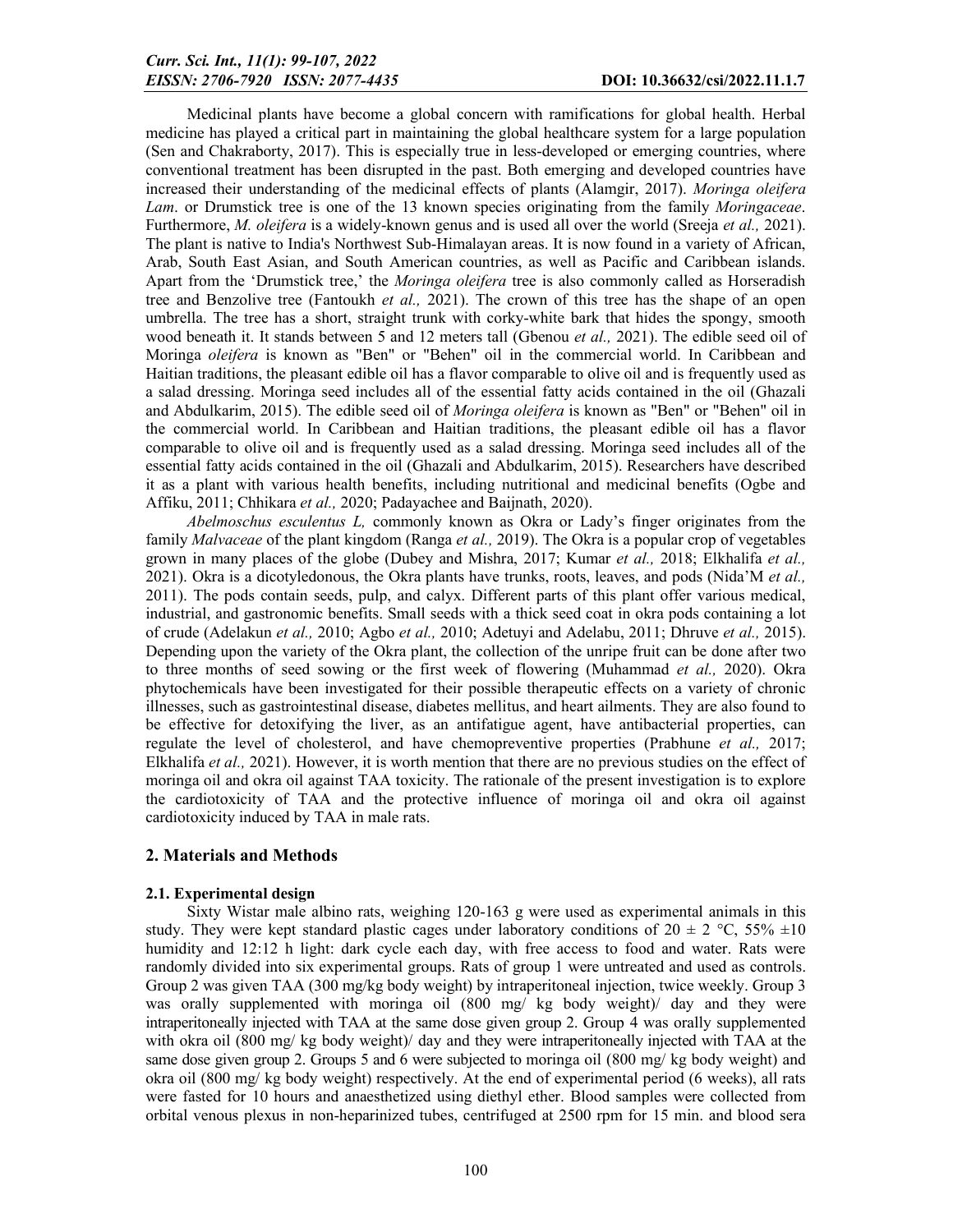Medicinal plants have become a global concern with ramifications for global health. Herbal medicine has played a critical part in maintaining the global healthcare system for a large population (Sen and Chakraborty, 2017). This is especially true in less-developed or emerging countries, where conventional treatment has been disrupted in the past. Both emerging and developed countries have increased their understanding of the medicinal effects of plants (Alamgir, 2017). *Moringa oleifera Lam*. or Drumstick tree is one of the 13 known species originating from the family *Moringaceae*. Furthermore, *M. oleifera* is a widely-known genus and is used all over the world (Sreeja *et al.,* 2021). The plant is native to India's Northwest Sub-Himalayan areas. It is now found in a variety of African, Arab, South East Asian, and South American countries, as well as Pacific and Caribbean islands. Apart from the 'Drumstick tree,' the *Moringa oleifera* tree is also commonly called as Horseradish tree and Benzolive tree (Fantoukh *et al.,* 2021). The crown of this tree has the shape of an open umbrella. The tree has a short, straight trunk with corky-white bark that hides the spongy, smooth wood beneath it. It stands between 5 and 12 meters tall (Gbenou *et al.,* 2021). The edible seed oil of Moringa *oleifera* is known as "Ben" or "Behen" oil in the commercial world. In Caribbean and Haitian traditions, the pleasant edible oil has a flavor comparable to olive oil and is frequently used as a salad dressing. Moringa seed includes all of the essential fatty acids contained in the oil (Ghazali and Abdulkarim, 2015). The edible seed oil of *Moringa oleifera* is known as "Ben" or "Behen" oil in the commercial world. In Caribbean and Haitian traditions, the pleasant edible oil has a flavor comparable to olive oil and is frequently used as a salad dressing. Moringa seed includes all of the essential fatty acids contained in the oil (Ghazali and Abdulkarim, 2015). Researchers have described it as a plant with various health benefits, including nutritional and medicinal benefits (Ogbe and Affiku, 2011; Chhikara *et al.,* 2020; Padayachee and Baijnath, 2020).

*Abelmoschus esculentus L,* commonly known as Okra or Lady's finger originates from the family *Malvaceae* of the plant kingdom (Ranga *et al.,* 2019). The Okra is a popular crop of vegetables grown in many places of the globe (Dubey and Mishra, 2017; Kumar *et al.,* 2018; Elkhalifa *et al.,* 2021). Okra is a dicotyledonous, the Okra plants have trunks, roots, leaves, and pods (Nida'M *et al.,* 2011). The pods contain seeds, pulp, and calyx. Different parts of this plant offer various medical, industrial, and gastronomic benefits. Small seeds with a thick seed coat in okra pods containing a lot of crude (Adelakun *et al.,* 2010; Agbo *et al.,* 2010; Adetuyi and Adelabu, 2011; Dhruve *et al.,* 2015). Depending upon the variety of the Okra plant, the collection of the unripe fruit can be done after two to three months of seed sowing or the first week of flowering (Muhammad *et al.,* 2020). Okra phytochemicals have been investigated for their possible therapeutic effects on a variety of chronic illnesses, such as gastrointestinal disease, diabetes mellitus, and heart ailments. They are also found to be effective for detoxifying the liver, as an antifatigue agent, have antibacterial properties, can regulate the level of cholesterol, and have chemopreventive properties (Prabhune *et al.,* 2017; Elkhalifa *et al.,* 2021). However, it is worth mention that there are no previous studies on the effect of moringa oil and okra oil against TAA toxicity. The rationale of the present investigation is to explore the cardiotoxicity of TAA and the protective influence of moringa oil and okra oil against cardiotoxicity induced by TAA in male rats.

## 2. Materials and Methods

### 2.1. Experimental design

Sixty Wistar male albino rats, weighing 120-163 g were used as experimental animals in this study. They were kept standard plastic cages under laboratory conditions of 20 ± 2 °C, 55% ±10 humidity and 12:12 h light: dark cycle each day, with free access to food and water. Rats were randomly divided into six experimental groups. Rats of group 1 were untreated and used as controls. Group 2 was given TAA (300 mg/kg body weight) by intraperitoneal injection, twice weekly. Group 3 was orally supplemented with moringa oil (800 mg/ kg body weight)/ day and they were intraperitoneally injected with TAA at the same dose given group 2. Group 4 was orally supplemented with okra oil (800 mg/ kg body weight)/ day and they were intraperitoneally injected with TAA at the same dose given group 2. Groups 5 and 6 were subjected to moringa oil (800 mg/ kg body weight) and okra oil (800 mg/ kg body weight) respectively. At the end of experimental period (6 weeks), all rats were fasted for 10 hours and anaesthetized using diethyl ether. Blood samples were collected from orbital venous plexus in non-heparinized tubes, centrifuged at 2500 rpm for 15 min. and blood sera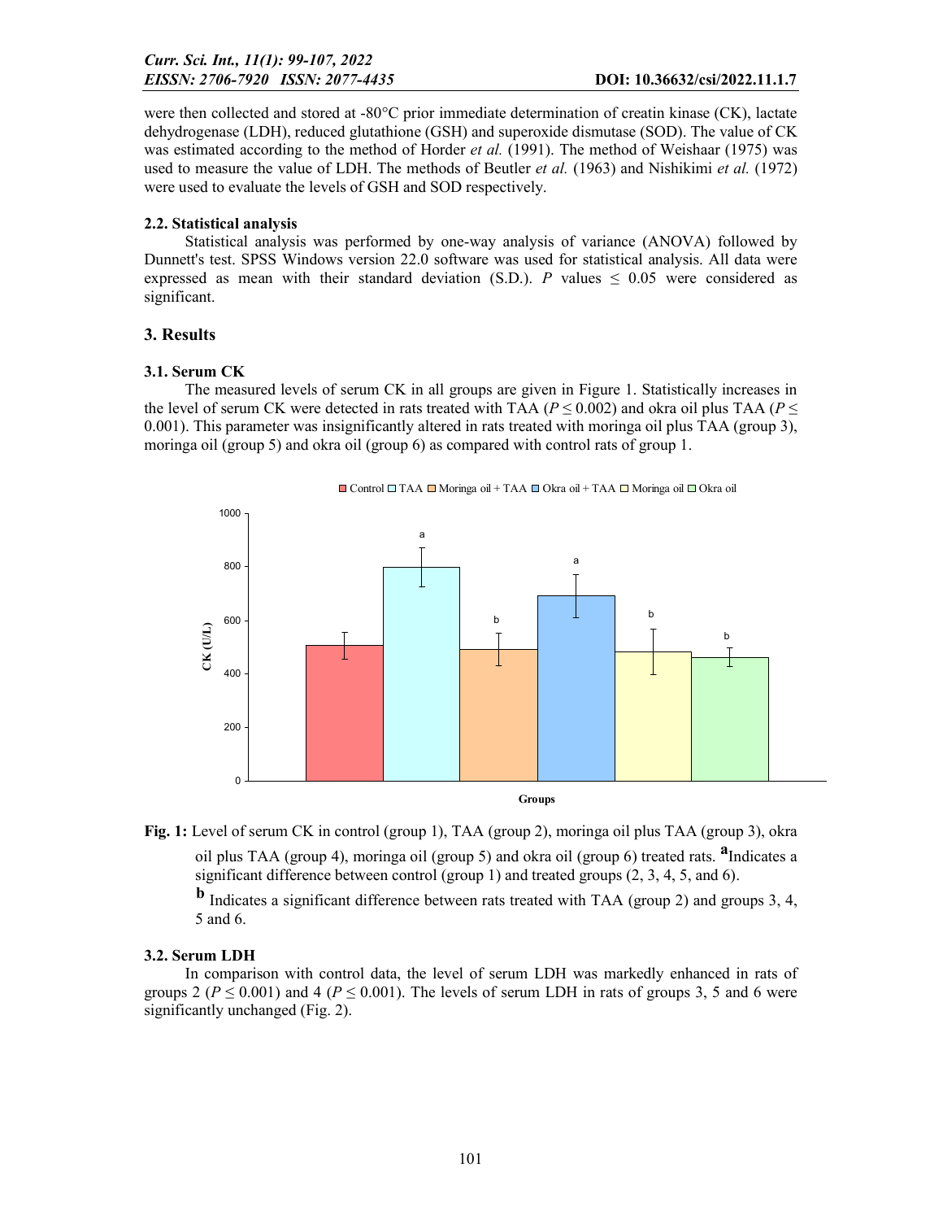were then collected and stored at -80°C prior immediate determination of creatin kinase (CK), lactate dehydrogenase (LDH), reduced glutathione (GSH) and superoxide dismutase (SOD). The value of CK was estimated according to the method of Horder *et al.* (1991). The method of Weishaar (1975) was used to measure the value of LDH. The methods of Beutler *et al.* (1963) and Nishikimi *et al.* (1972) were used to evaluate the levels of GSH and SOD respectively.

### 2.2. Statistical analysis

Statistical analysis was performed by one-way analysis of variance (ANOVA) followed by Dunnett's test. SPSS Windows version 22.0 software was used for statistical analysis. All data were expressed as mean with their standard deviation (S.D.). $P$ values $\leq 0.05$ were considered as significant.

## 3. Results

### 3.1. Serum CK

The measured levels of serum CK in all groups are given in Figure 1. Statistically increases in the level of serum CK were detected in rats treated with TAA ($P \leq 0.002$) and okra oil plus TAA ($P \leq 0.001$). This parameter was insignificantly altered in rats treated with moringa oil plus TAA (group 3), moringa oil (group 5) and okra oil (group 6) as compared with control rats of group 1.

**Fig. 1:** Level of serum CK in control (group 1), TAA (group 2), moringa oil plus TAA (group 3), okra oil plus TAA (group 4), moringa oil (group 5) and okra oil (group 6) treated rats. **a** Indicates a significant difference between control (group 1) and treated groups (2, 3, 4, 5, and 6).

**b** Indicates a significant difference between rats treated with TAA (group 2) and groups 3, 4, 5 and 6.

### 3.2. Serum LDH

In comparison with control data, the level of serum LDH was markedly enhanced in rats of groups 2 ($P \leq 0.001$) and 4 ($P \leq 0.001$). The levels of serum LDH in rats of groups 3, 5 and 6 were significantly unchanged (Fig. 2).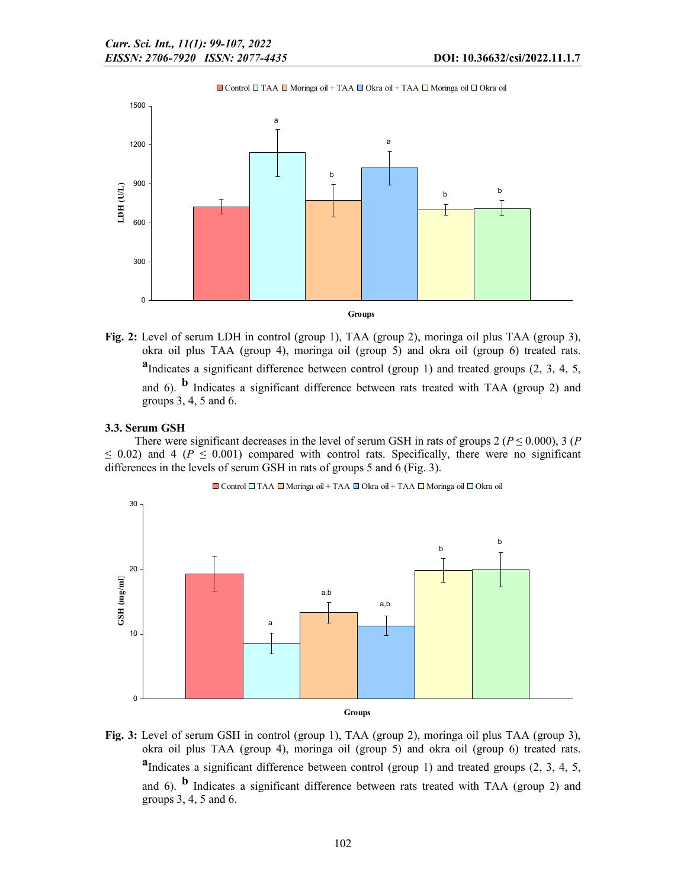**Fig. 2:** Level of serum LDH in control (group 1), TAA (group 2), moringa oil plus TAA (group 3), okra oil plus TAA (group 4), moringa oil (group 5) and okra oil (group 6) treated rats. [a]Indicates a significant difference between control (group 1) and treated groups (2, 3, 4, 5, and 6). [b] Indicates a significant difference between rats treated with TAA (group 2) and groups 3, 4, 5 and 6.

### 3.3. Serum GSH

There were significant decreases in the level of serum GSH in rats of groups 2 ($P \leq 0.000$), 3 ($P \leq 0.02$) and 4 ($P \leq 0.001$) compared with control rats. Specifically, there were no significant differences in the levels of serum GSH in rats of groups 5 and 6 (Fig. 3).

**Fig. 3:** Level of serum GSH in control (group 1), TAA (group 2), moringa oil plus TAA (group 3), okra oil plus TAA (group 4), moringa oil (group 5) and okra oil (group 6) treated rats. [a]Indicates a significant difference between control (group 1) and treated groups (2, 3, 4, 5, and 6). [b] Indicates a significant difference between rats treated with TAA (group 2) and groups 3, 4, 5 and 6.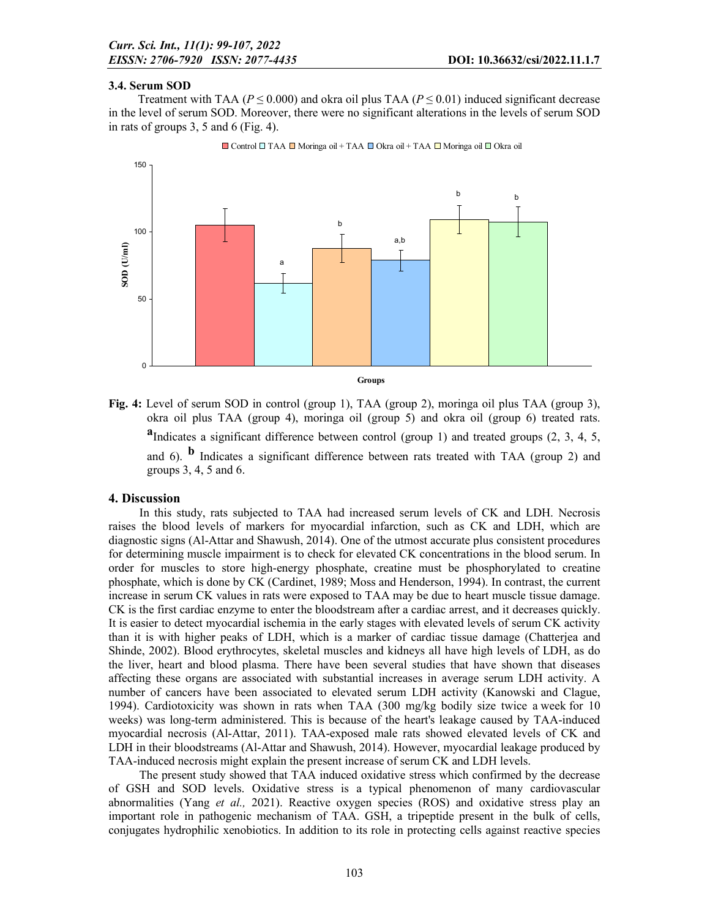### 3.4. Serum SOD

Treatment with TAA ($P \leq 0.000$) and okra oil plus TAA ($P \leq 0.01$) induced significant decrease in the level of serum SOD. Moreover, there were no significant alterations in the levels of serum SOD in rats of groups 3, 5 and 6 (Fig. 4).

**Fig. 4:** Level of serum SOD in control (group 1), TAA (group 2), moringa oil plus TAA (group 3), okra oil plus TAA (group 4), moringa oil (group 5) and okra oil (group 6) treated rats. **a**Indicates a significant difference between control (group 1) and treated groups (2, 3, 4, 5, and 6). **b** Indicates a significant difference between rats treated with TAA (group 2) and groups 3, 4, 5 and 6.

## 4. Discussion

In this study, rats subjected to TAA had increased serum levels of CK and LDH. Necrosis raises the blood levels of markers for myocardial infarction, such as CK and LDH, which are diagnostic signs (Al-Attar and Shawush, 2014). One of the utmost accurate plus consistent procedures for determining muscle impairment is to check for elevated CK concentrations in the blood serum. In order for muscles to store high-energy phosphate, creatine must be phosphorylated to creatine phosphate, which is done by CK (Cardinet, 1989; Moss and Henderson, 1994). In contrast, the current increase in serum CK values in rats were exposed to TAA may be due to heart muscle tissue damage. CK is the first cardiac enzyme to enter the bloodstream after a cardiac arrest, and it decreases quickly. It is easier to detect myocardial ischemia in the early stages with elevated levels of serum CK activity than it is with higher peaks of LDH, which is a marker of cardiac tissue damage (Chatterjea and Shinde, 2002). Blood erythrocytes, skeletal muscles and kidneys all have high levels of LDH, as do the liver, heart and blood plasma. There have been several studies that have shown that diseases affecting these organs are associated with substantial increases in average serum LDH activity. A number of cancers have been associated to elevated serum LDH activity (Kanowski and Clague, 1994). Cardiotoxicity was shown in rats when TAA (300 mg/kg bodily size twice a week for 10 weeks) was long-term administered. This is because of the heart's leakage caused by TAA-induced myocardial necrosis (Al-Attar, 2011). TAA-exposed male rats showed elevated levels of CK and LDH in their bloodstreams (Al-Attar and Shawush, 2014). However, myocardial leakage produced by TAA-induced necrosis might explain the present increase of serum CK and LDH levels.

The present study showed that TAA induced oxidative stress which confirmed by the decrease of GSH and SOD levels. Oxidative stress is a typical phenomenon of many cardiovascular abnormalities (Yang *et al.,* 2021). Reactive oxygen species (ROS) and oxidative stress play an important role in pathogenic mechanism of TAA. GSH, a tripeptide present in the bulk of cells, conjugates hydrophilic xenobiotics. In addition to its role in protecting cells against reactive species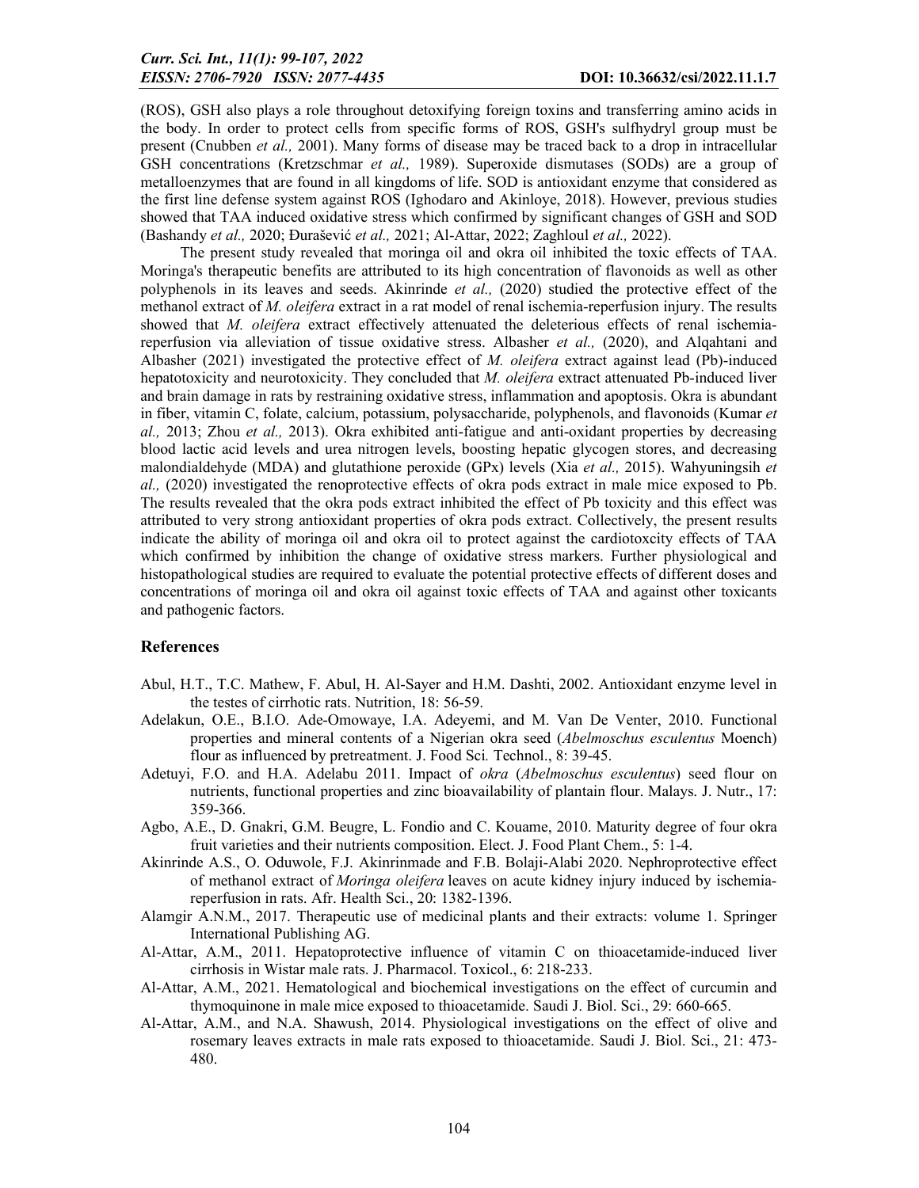(ROS), GSH also plays a role throughout detoxifying foreign toxins and transferring amino acids in the body. In order to protect cells from specific forms of ROS, GSH's sulfhydryl group must be present (Cnubben *et al.,* 2001). Many forms of disease may be traced back to a drop in intracellular GSH concentrations (Kretzschmar *et al.,* 1989). Superoxide dismutases (SODs) are a group of metalloenzymes that are found in all kingdoms of life. SOD is antioxidant enzyme that considered as the first line defense system against ROS (Ighodaro and Akinloye, 2018). However, previous studies showed that TAA induced oxidative stress which confirmed by significant changes of GSH and SOD (Bashandy *et al.,* 2020; Đurašević *et al.,* 2021; Al-Attar, 2022; Zaghloul *et al.,* 2022).

The present study revealed that moringa oil and okra oil inhibited the toxic effects of TAA. Moringa's therapeutic benefits are attributed to its high concentration of flavonoids as well as other polyphenols in its leaves and seeds. Akinrinde *et al.,* (2020) studied the protective effect of the methanol extract of *M. oleifera* extract in a rat model of renal ischemia-reperfusion injury. The results showed that *M. oleifera* extract effectively attenuated the deleterious effects of renal ischemia-reperfusion via alleviation of tissue oxidative stress. Albasher *et al.,* (2020), and Alqahtani and Albasher (2021) investigated the protective effect of *M. oleifera* extract against lead (Pb)-induced hepatotoxicity and neurotoxicity. They concluded that *M. oleifera* extract attenuated Pb-induced liver and brain damage in rats by restraining oxidative stress, inflammation and apoptosis. Okra is abundant in fiber, vitamin C, folate, calcium, potassium, polysaccharide, polyphenols, and flavonoids (Kumar *et al.,* 2013; Zhou *et al.,* 2013). Okra exhibited anti-fatigue and anti-oxidant properties by decreasing blood lactic acid levels and urea nitrogen levels, boosting hepatic glycogen stores, and decreasing malondialdehyde (MDA) and glutathione peroxide (GPx) levels (Xia *et al.,* 2015). Wahyuningsih *et al.,* (2020) investigated the renoprotective effects of okra pods extract in male mice exposed to Pb. The results revealed that the okra pods extract inhibited the effect of Pb toxicity and this effect was attributed to very strong antioxidant properties of okra pods extract. Collectively, the present results indicate the ability of moringa oil and okra oil to protect against the cardiotoxcity effects of TAA which confirmed by inhibition the change of oxidative stress markers. Further physiological and histopathological studies are required to evaluate the potential protective effects of different doses and concentrations of moringa oil and okra oil against toxic effects of TAA and against other toxicants and pathogenic factors.

## References

Abul, H.T., T.C. Mathew, F. Abul, H. Al-Sayer and H.M. Dashti, 2002. Antioxidant enzyme level in the testes of cirrhotic rats. Nutrition, 18: 56-59.

Adelakun, O.E., B.I.O. Ade-Omowaye, I.A. Adeyemi, and M. Van De Venter, 2010. Functional properties and mineral contents of a Nigerian okra seed (*Abelmoschus esculentus* Moench) flour as influenced by pretreatment. J. Food Sci. Technol., 8: 39-45.

Adetuyi, F.O. and H.A. Adelabu 2011. Impact of *okra* (*Abelmoschus esculentus*) seed flour on nutrients, functional properties and zinc bioavailability of plantain flour. Malays. J. Nutr., 17: 359-366.

Agbo, A.E., D. Gnakri, G.M. Beugre, L. Fondio and C. Kouame, 2010. Maturity degree of four okra fruit varieties and their nutrients composition. Elect. J. Food Plant Chem., 5: 1-4.

Akinrinde A.S., O. Oduwole, F.J. Akinrinmade and F.B. Bolaji-Alabi 2020. Nephroprotective effect of methanol extract of *Moringa oleifera* leaves on acute kidney injury induced by ischemia-reperfusion in rats. Afr. Health Sci., 20: 1382-1396.

Alamgir A.N.M., 2017. Therapeutic use of medicinal plants and their extracts: volume 1. Springer International Publishing AG.

Al-Attar, A.M., 2011. Hepatoprotective influence of vitamin C on thioacetamide-induced liver cirrhosis in Wistar male rats. J. Pharmacol. Toxicol., 6: 218-233.

Al-Attar, A.M., 2021. Hematological and biochemical investigations on the effect of curcumin and thymoquinone in male mice exposed to thioacetamide. Saudi J. Biol. Sci., 29: 660-665.

Al-Attar, A.M., and N.A. Shawush, 2014. Physiological investigations on the effect of olive and rosemary leaves extracts in male rats exposed to thioacetamide. Saudi J. Biol. Sci., 21: 473-480.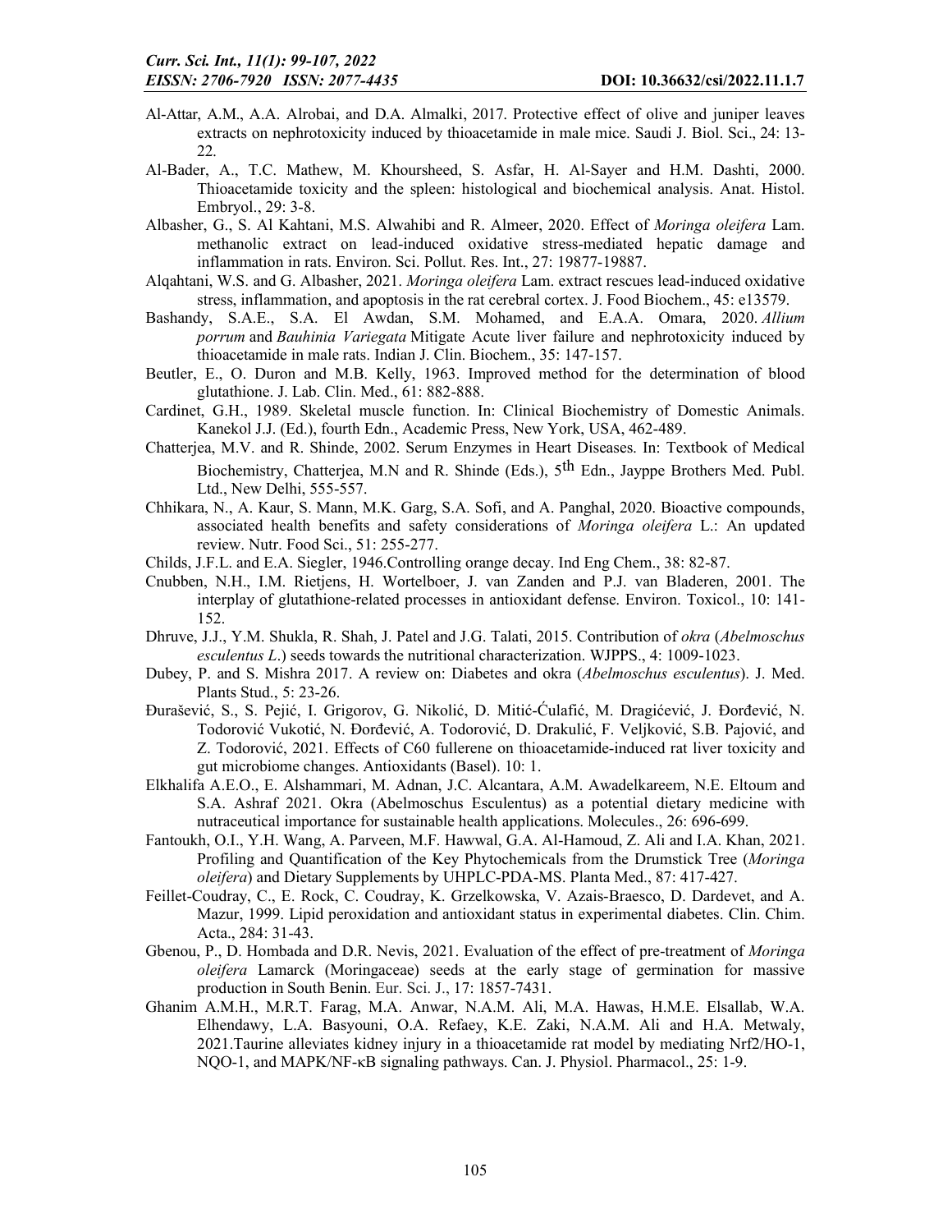Al-Attar, A.M., A.A. Alrobai, and D.A. Almalki, 2017. Protective effect of olive and juniper leaves extracts on nephrotoxicity induced by thioacetamide in male mice. Saudi J. Biol. Sci., 24: 13-22.

Al-Bader, A., T.C. Mathew, M. Khoursheed, S. Asfar, H. Al-Sayer and H.M. Dashti, 2000. Thioacetamide toxicity and the spleen: histological and biochemical analysis. Anat. Histol. Embryol., 29: 3-8.

Albasher, G., S. Al Kahtani, M.S. Alwahibi and R. Almeer, 2020. Effect of *Moringa oleifera* Lam. methanolic extract on lead-induced oxidative stress-mediated hepatic damage and inflammation in rats. Environ. Sci. Pollut. Res. Int., 27: 19877-19887.

Alqahtani, W.S. and G. Albasher, 2021. *Moringa oleifera* Lam. extract rescues lead-induced oxidative stress, inflammation, and apoptosis in the rat cerebral cortex. J. Food Biochem., 45: e13579.

Bashandy, S.A.E., S.A. El Awdan, S.M. Mohamed, and E.A.A. Omara, 2020. *Allium porrum* and *Bauhinia Variegata* Mitigate Acute liver failure and nephrotoxicity induced by thioacetamide in male rats. Indian J. Clin. Biochem., 35: 147-157.

Beutler, E., O. Duron and M.B. Kelly, 1963. Improved method for the determination of blood glutathione. J. Lab. Clin. Med., 61: 882-888.

Cardinet, G.H., 1989. Skeletal muscle function. In: Clinical Biochemistry of Domestic Animals. Kanekol J.J. (Ed.), fourth Edn., Academic Press, New York, USA, 462-489.

Chatterjea, M.V. and R. Shinde, 2002. Serum Enzymes in Heart Diseases. In: Textbook of Medical Biochemistry, Chatterjea, M.N and R. Shinde (Eds.), 5th Edn., Jayppe Brothers Med. Publ. Ltd., New Delhi, 555-557.

Chhikara, N., A. Kaur, S. Mann, M.K. Garg, S.A. Sofi, and A. Panghal, 2020. Bioactive compounds, associated health benefits and safety considerations of *Moringa oleifera* L.: An updated review. Nutr. Food Sci., 51: 255-277.

Childs, J.F.L. and E.A. Siegler, 1946.Controlling orange decay. Ind Eng Chem., 38: 82-87.

Cnubben, N.H., I.M. Rietjens, H. Wortelboer, J. van Zanden and P.J. van Bladeren, 2001. The interplay of glutathione-related processes in antioxidant defense. Environ. Toxicol., 10: 141-152.

Dhruve, J.J., Y.M. Shukla, R. Shah, J. Patel and J.G. Talati, 2015. Contribution of *okra* (*Abelmoschus esculentus L*.) seeds towards the nutritional characterization. WJPPS., 4: 1009-1023.

Dubey, P. and S. Mishra 2017. A review on: Diabetes and okra (*Abelmoschus esculentus*). J. Med. Plants Stud., 5: 23-26.

Đurašević, S., S. Pejić, I. Grigorov, G. Nikolić, D. Mitić-Ćulafić, M. Dragićević, J. Đorđević, N. Todorović Vukotić, N. Đorđević, A. Todorović, D. Drakulić, F. Veljković, S.B. Pajović, and Z. Todorović, 2021. Effects of C60 fullerene on thioacetamide-induced rat liver toxicity and gut microbiome changes. Antioxidants (Basel). 10: 1.

Elkhalifa A.E.O., E. Alshammari, M. Adnan, J.C. Alcantara, A.M. Awadelkareem, N.E. Eltoum and S.A. Ashraf 2021. Okra (Abelmoschus Esculentus) as a potential dietary medicine with nutraceutical importance for sustainable health applications. Molecules., 26: 696-699.

Fantoukh, O.I., Y.H. Wang, A. Parveen, M.F. Hawwal, G.A. Al-Hamoud, Z. Ali and I.A. Khan, 2021. Profiling and Quantification of the Key Phytochemicals from the Drumstick Tree (*Moringa oleifera*) and Dietary Supplements by UHPLC-PDA-MS. Planta Med., 87: 417-427.

Feillet-Coudray, C., E. Rock, C. Coudray, K. Grzelkowska, V. Azais-Braesco, D. Dardevet, and A. Mazur, 1999. Lipid peroxidation and antioxidant status in experimental diabetes. Clin. Chim. Acta., 284: 31-43.

Gbenou, P., D. Hombada and D.R. Nevis, 2021. Evaluation of the effect of pre-treatment of *Moringa oleifera* Lamarck (Moringaceae) seeds at the early stage of germination for massive production in South Benin. Eur. Sci. J., 17: 1857-7431.

Ghanim A.M.H., M.R.T. Farag, M.A. Anwar, N.A.M. Ali, M.A. Hawas, H.M.E. Elsallab, W.A. Elhendawy, L.A. Basyouni, O.A. Refaey, K.E. Zaki, N.A.M. Ali and H.A. Metwaly, 2021.Taurine alleviates kidney injury in a thioacetamide rat model by mediating Nrf2/HO-1, NQO-1, and MAPK/NF-κB signaling pathways. Can. J. Physiol. Pharmacol., 25: 1-9.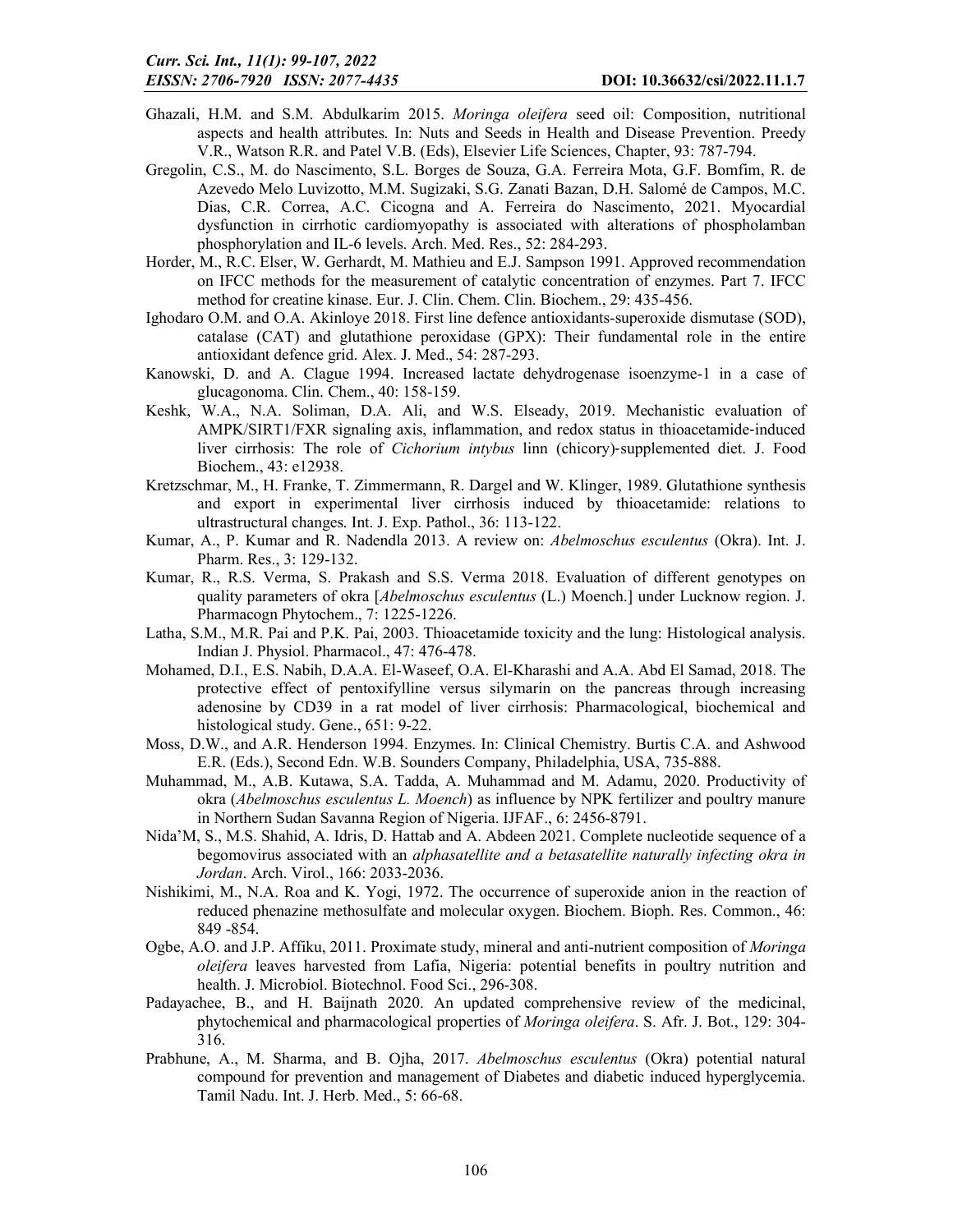Ghazali, H.M. and S.M. Abdulkarim 2015. *Moringa oleifera* seed oil: Composition, nutritional aspects and health attributes. In: Nuts and Seeds in Health and Disease Prevention. Preedy V.R., Watson R.R. and Patel V.B. (Eds), Elsevier Life Sciences, Chapter, 93: 787-794.

Gregolin, C.S., M. do Nascimento, S.L. Borges de Souza, G.A. Ferreira Mota, G.F. Bomfim, R. de Azevedo Melo Luvizotto, M.M. Sugizaki, S.G. Zanati Bazan, D.H. Salomé de Campos, M.C. Dias, C.R. Correa, A.C. Cicogna and A. Ferreira do Nascimento, 2021. Myocardial dysfunction in cirrhotic cardiomyopathy is associated with alterations of phospholamban phosphorylation and IL-6 levels. Arch. Med. Res., 52: 284-293.

Horder, M., R.C. Elser, W. Gerhardt, M. Mathieu and E.J. Sampson 1991. Approved recommendation on IFCC methods for the measurement of catalytic concentration of enzymes. Part 7. IFCC method for creatine kinase. Eur. J. Clin. Chem. Clin. Biochem., 29: 435-456.

Ighodaro O.M. and O.A. Akinloye 2018. First line defence antioxidants-superoxide dismutase (SOD), catalase (CAT) and glutathione peroxidase (GPX): Their fundamental role in the entire antioxidant defence grid. Alex. J. Med., 54: 287-293.

Kanowski, D. and A. Clague 1994. Increased lactate dehydrogenase isoenzyme-1 in a case of glucagonoma. Clin. Chem., 40: 158-159.

Keshk, W.A., N.A. Soliman, D.A. Ali, and W.S. Elseady, 2019. Mechanistic evaluation of AMPK/SIRT1/FXR signaling axis, inflammation, and redox status in thioacetamide-induced liver cirrhosis: The role of *Cichorium intybus* linn (chicory)-supplemented diet. J. Food Biochem., 43: e12938.

Kretzschmar, M., H. Franke, T. Zimmermann, R. Dargel and W. Klinger, 1989. Glutathione synthesis and export in experimental liver cirrhosis induced by thioacetamide: relations to ultrastructural changes. Int. J. Exp. Pathol., 36: 113-122.

Kumar, A., P. Kumar and R. Nadendla 2013. A review on: *Abelmoschus esculentus* (Okra). Int. J. Pharm. Res., 3: 129-132.

Kumar, R., R.S. Verma, S. Prakash and S.S. Verma 2018. Evaluation of different genotypes on quality parameters of okra [*Abelmoschus esculentus* (L.) Moench.] under Lucknow region. J. Pharmacogn Phytochem., 7: 1225-1226.

Latha, S.M., M.R. Pai and P.K. Pai, 2003. Thioacetamide toxicity and the lung: Histological analysis. Indian J. Physiol. Pharmacol., 47: 476-478.

Mohamed, D.I., E.S. Nabih, D.A.A. El-Waseef, O.A. El-Kharashi and A.A. Abd El Samad, 2018. The protective effect of pentoxifylline versus silymarin on the pancreas through increasing adenosine by CD39 in a rat model of liver cirrhosis: Pharmacological, biochemical and histological study. Gene., 651: 9-22.

Moss, D.W., and A.R. Henderson 1994. Enzymes. In: Clinical Chemistry. Burtis C.A. and Ashwood E.R. (Eds.), Second Edn. W.B. Sounders Company, Philadelphia, USA, 735-888.

Muhammad, M., A.B. Kutawa, S.A. Tadda, A. Muhammad and M. Adamu, 2020. Productivity of okra (*Abelmoschus esculentus L. Moench*) as influence by NPK fertilizer and poultry manure in Northern Sudan Savanna Region of Nigeria. IJFAF., 6: 2456-8791.

Nida'M, S., M.S. Shahid, A. Idris, D. Hattab and A. Abdeen 2021. Complete nucleotide sequence of a begomovirus associated with an *alphasatellite and a betasatellite naturally infecting okra in Jordan*. Arch. Virol., 166: 2033-2036.

Nishikimi, M., N.A. Roa and K. Yogi, 1972. The occurrence of superoxide anion in the reaction of reduced phenazine methosulfate and molecular oxygen. Biochem. Bioph. Res. Common., 46: 849 -854.

Ogbe, A.O. and J.P. Affiku, 2011. Proximate study, mineral and anti-nutrient composition of *Moringa oleifera* leaves harvested from Lafia, Nigeria: potential benefits in poultry nutrition and health. J. Microbiol. Biotechnol. Food Sci., 296-308.

Padayachee, B., and H. Baijnath 2020. An updated comprehensive review of the medicinal, phytochemical and pharmacological properties of *Moringa oleifera*. S. Afr. J. Bot., 129: 304-316.

Prabhune, A., M. Sharma, and B. Ojha, 2017. *Abelmoschus esculentus* (Okra) potential natural compound for prevention and management of Diabetes and diabetic induced hyperglycemia. Tamil Nadu. Int. J. Herb. Med., 5: 66-68.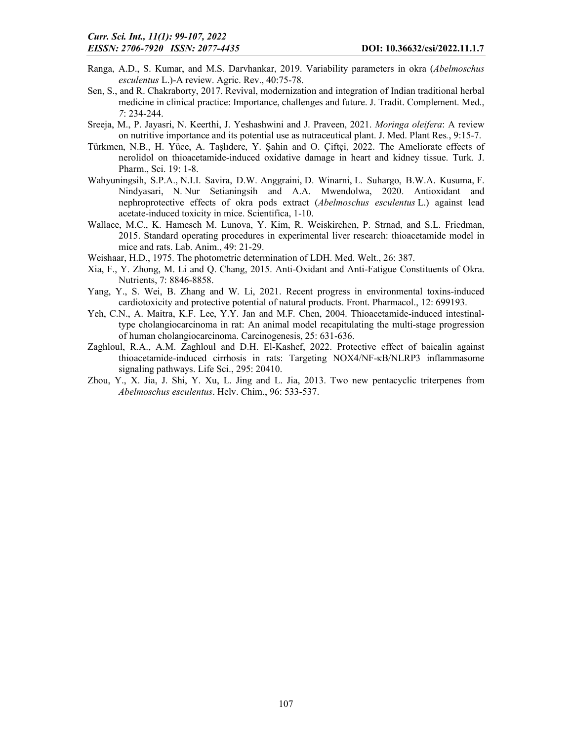Ranga, A.D., S. Kumar, and M.S. Darvhankar, 2019. Variability parameters in okra (*Abelmoschus esculentus* L.)-A review. Agric. Rev., 40:75-78.

Sen, S., and R. Chakraborty, 2017. Revival, modernization and integration of Indian traditional herbal medicine in clinical practice: Importance, challenges and future. J. Tradit. Complement. Med., *7*: 234-244.

Sreeja, M., P. Jayasri, N. Keerthi, J. Yeshashwini and J. Praveen, 2021. *Moringa oleifera*: A review on nutritive importance and its potential use as nutraceutical plant. J. Med. Plant Res*.*, 9:15-7.

Türkmen, N.B., H. Yüce, A. Taşlıdere, Y. Şahin and O. Çiftçi, 2022. The Ameliorate effects of nerolidol on thioacetamide-induced oxidative damage in heart and kidney tissue. Turk. J. Pharm., Sci. 19: 1-8.

Wahyuningsih, S.P.A., N.I.I. Savira, D.W. Anggraini, D. Winarni, L. Suhargo, B.W.A. Kusuma, F. Nindyasari, N. Nur Setianingsih and A.A. Mwendolwa, 2020. Antioxidant and nephroprotective effects of okra pods extract (*Abelmoschus esculentus* L.) against lead acetate-induced toxicity in mice. Scientifica, 1-10.

Wallace, M.C., K. Hamesch M. Lunova, Y. Kim, R. Weiskirchen, P. Strnad, and S.L. Friedman, 2015. Standard operating procedures in experimental liver research: thioacetamide model in mice and rats. Lab. Anim., 49: 21-29.

Weishaar, H.D., 1975. The photometric determination of LDH. Med. Welt., 26: 387.

Xia, F., Y. Zhong, M. Li and Q. Chang, 2015. Anti-Oxidant and Anti-Fatigue Constituents of Okra. Nutrients, 7: 8846-8858.

Yang, Y., S. Wei, B. Zhang and W. Li, 2021. Recent progress in environmental toxins-induced cardiotoxicity and protective potential of natural products. Front. Pharmacol., 12: 699193.

Yeh, C.N., A. Maitra, K.F. Lee, Y.Y. Jan and M.F. Chen, 2004. Thioacetamide-induced intestinal-type cholangiocarcinoma in rat: An animal model recapitulating the multi-stage progression of human cholangiocarcinoma. Carcinogenesis, 25: 631-636.

Zaghloul, R.A., A.M. Zaghloul and D.H. El-Kashef, 2022. Protective effect of baicalin against thioacetamide-induced cirrhosis in rats: Targeting NOX4/NF-κB/NLRP3 inflammasome signaling pathways. Life Sci., 295: 20410.

Zhou, Y., X. Jia, J. Shi, Y. Xu, L. Jing and L. Jia, 2013. Two new pentacyclic triterpenes from *Abelmoschus esculentus*. Helv. Chim., 96: 533-537.